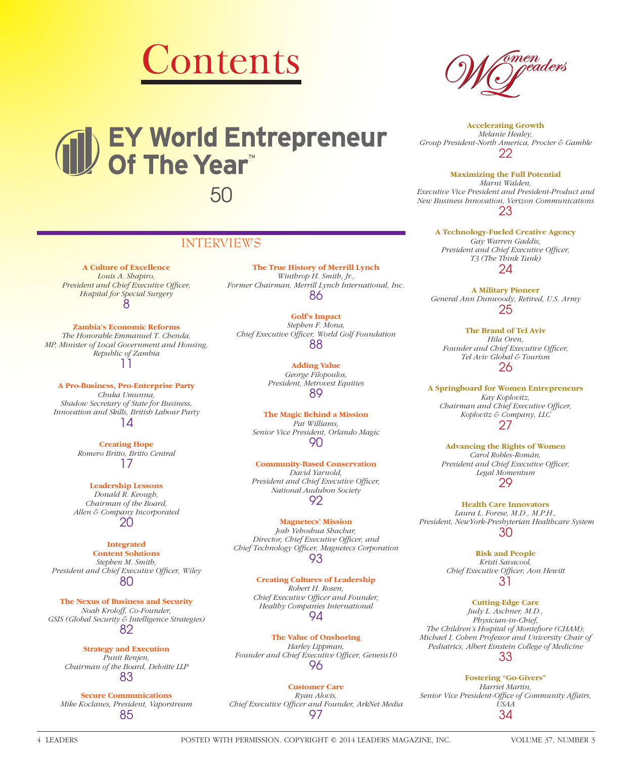# Contents

## EY World Entrepreneur Of The Year™

50

## INTERVIEWS

**A Culture of Excellence**
*Louis A. Shapiro, President and Chief Executive Officer, Hospital for Special Surgery*
8

**Zambia's Economic Reforms**
*The Honorable Emmanuel T. Chenda, MP, Minister of Local Government and Housing, Republic of Zambia*
11

**A Pro-Business, Pro-Enterprise Party**
*Chuka Umunna, Shadow Secretary of State for Business, Innovation and Skills, British Labour Party*
14

**Creating Hope**
*Romero Britto, Britto Central*
17

**Leadership Lessons**
*Donald R. Keough, Chairman of the Board, Allen & Company Incorporated*
20

**Integrated Content Solutions**
*Stephen M. Smith, President and Chief Executive Officer, Wiley*
80

**The Nexus of Business and Security**
*Noah Kroloff, Co-Founder, GSIS (Global Security & Intelligence Strategies)*
82

**Strategy and Execution**
*Punit Renjen, Chairman of the Board, Deloitte LLP*
83

**Secure Communications**
*Mike Koclanes, President, Vaporstream*
85

**The True History of Merrill Lynch**
*Winthrop H. Smith, Jr., Former Chairman, Merrill Lynch International, Inc.*
86

**Golf's Impact**
*Stephen F. Mona, Chief Executive Officer, World Golf Foundation*
88

**Adding Value**
*George Filopoulos, President, Metrovest Equities*
89

**The Magic Behind a Mission**
*Pat Williams, Senior Vice President, Orlando Magic*
90

**Community-Based Conservation**
*David Yarnold, President and Chief Executive Officer, National Audubon Society*
92

**Magnetecs' Mission**
*Josh Yehoshua Shachar, Director, Chief Executive Officer, and Chief Technology Officer, Magnetecs Corporation*
93

**Creating Cultures of Leadership**
*Robert H. Rosen, Chief Executive Officer and Founder, Healthy Companies International*
94

**The Value of Onshoring**
*Harley Lippman, Founder and Chief Executive Officer, Genesis10*
96

**Customer Care**
*Ryan Alovis, Chief Executive Officer and Founder, ArkNet Media*
97

## Women Leaders

**Accelerating Growth**
*Melanie Healey, Group President-North America, Procter & Gamble*
22

**Maximizing the Full Potential**
*Marni Walden, Executive Vice President and President-Product and New Business Innovation, Verizon Communications*
23

**A Technology-Fueled Creative Agency**
*Gay Warren Gaddis, President and Chief Executive Officer, T3 (The Think Tank)*
24

**A Military Pioneer**
*General Ann Dunwoody, Retired, U.S. Army*
25

**The Brand of Tel Aviv**
*Hila Oren, Founder and Chief Executive Officer, Tel Aviv Global & Tourism*
26

**A Springboard for Women Entrepreneurs**
*Kay Koplovitz, Chairman and Chief Executive Officer, Koplovitz & Company, LLC*
27

**Advancing the Rights of Women**
*Carol Robles-Román, President and Chief Executive Officer, Legal Momentum*
29

**Health Care Innovators**
*Laura L. Forese, M.D., M.P.H., President, NewYork-Presbyterian Healthcare System*
30

**Risk and People**
*Kristi Savacool, Chief Executive Officer, Aon Hewitt*
31

**Cutting-Edge Care**
*Judy L. Aschner, M.D., Physician-in-Chief, The Children's Hospital of Montefiore (CHAM); Michael I. Cohen Professor and University Chair of Pediatrics, Albert Einstein College of Medicine*
33

**Fostering "Go-Givers"**
*Harriet Martin, Senior Vice President-Office of Community Affairs, USAA*
34

POSTED WITH PERMISSION. COPYRIGHT © 2014 LEADERS MAGAZINE, INC.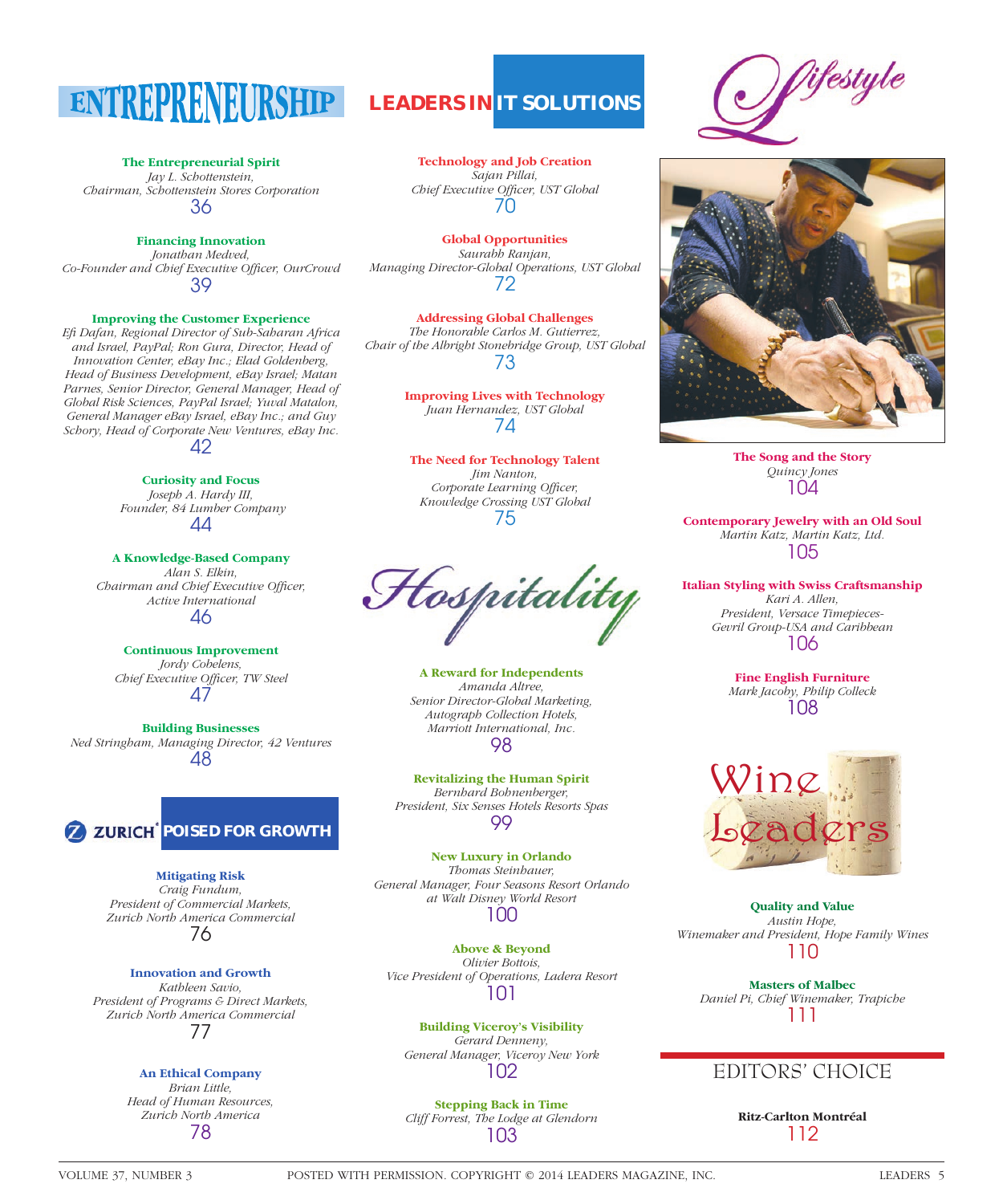# ENTREPRENEURSHIP

**The Entrepreneurial Spirit**
*Jay L. Schottenstein, Chairman, Schottenstein Stores Corporation*
36

**Financing Innovation**
*Jonathan Medved, Co-Founder and Chief Executive Officer, OurCrowd*
39

**Improving the Customer Experience**
*Efi Dafan, Regional Director of Sub-Saharan Africa and Israel, PayPal; Ron Gura, Director, Head of Innovation Center, eBay Inc.; Elad Goldenberg, Head of Business Development, eBay Israel; Matan Parnes, Senior Director, General Manager, Head of Global Risk Sciences, PayPal Israel; Yuval Matalon, General Manager eBay Israel, eBay Inc.; and Guy Schory, Head of Corporate New Ventures, eBay Inc.*
42

**Curiosity and Focus**
*Joseph A. Hardy III, Founder, 84 Lumber Company*
44

**A Knowledge-Based Company**
*Alan S. Elkin, Chairman and Chief Executive Officer, Active International*
46

**Continuous Improvement**
*Jordy Cobelens, Chief Executive Officer, TW Steel*
47

**Building Businesses**
*Ned Stringham, Managing Director, 42 Ventures*
48

# ZURICH POISED FOR GROWTH

**Mitigating Risk**
*Craig Fundum, President of Commercial Markets, Zurich North America Commercial*
76

**Innovation and Growth**
*Kathleen Savio, President of Programs & Direct Markets, Zurich North America Commercial*
77

**An Ethical Company**
*Brian Little, Head of Human Resources, Zurich North America*
78

# LEADERS IN IT SOLUTIONS

**Technology and Job Creation**
*Sajan Pillai, Chief Executive Officer, UST Global*
70

**Global Opportunities**
*Saurabh Ranjan, Managing Director-Global Operations, UST Global*
72

**Addressing Global Challenges**
*The Honorable Carlos M. Gutierrez, Chair of the Albright Stonebridge Group, UST Global*
73

**Improving Lives with Technology**
*Juan Hernandez, UST Global*
74

**The Need for Technology Talent**
*Jim Nanton, Corporate Learning Officer, Knowledge Crossing UST Global*
75

# Hospitality

**A Reward for Independents**
*Amanda Altree, Senior Director-Global Marketing, Autograph Collection Hotels, Marriott International, Inc.*
98

**Revitalizing the Human Spirit**
*Bernhard Bohnenberger, President, Six Senses Hotels Resorts Spas*
99

**New Luxury in Orlando**
*Thomas Steinhauer, General Manager, Four Seasons Resort Orlando at Walt Disney World Resort*
100

**Above & Beyond**
*Olivier Bottois, Vice President of Operations, Ladera Resort*
101

**Building Viceroy's Visibility**
*Gerard Denneny, General Manager, Viceroy New York*
102

**Stepping Back in Time**
*Cliff Forrest, The Lodge at Glendorn*
103

# Lifestyle

**The Song and the Story**
*Quincy Jones*
104

**Contemporary Jewelry with an Old Soul**
*Martin Katz, Martin Katz, Ltd.*
105

**Italian Styling with Swiss Craftsmanship**
*Kari A. Allen, President, Versace Timepieces-Gevril Group-USA and Caribbean*
106

**Fine English Furniture**
*Mark Jacoby, Philip Colleck*
108

# Wine Leaders

**Quality and Value**
*Austin Hope, Winemaker and President, Hope Family Wines*
110

**Masters of Malbec**
*Daniel Pi, Chief Winemaker, Trapiche*
111

# EDITORS' CHOICE

**Ritz-Carlton Montréal**
112

POSTED WITH PERMISSION. COPYRIGHT © 2014 LEADERS MAGAZINE, INC.